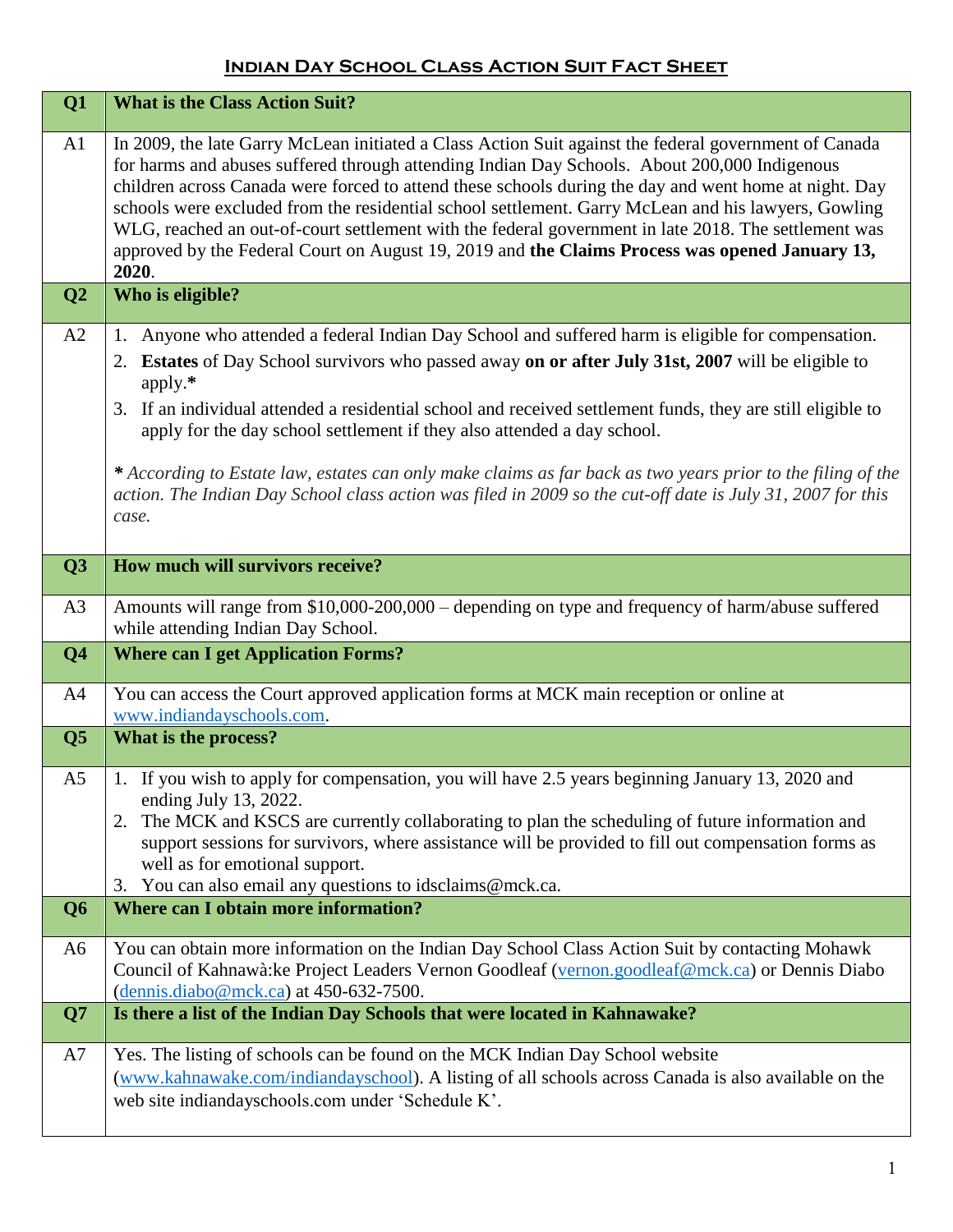# **Indian Day School Class Action Suit Fact Sheet**

| Q1 | **What is the Class Action Suit?** |
|---|---|
| A1 | In 2009, the late Garry McLean initiated a Class Action Suit against the federal government of Canada for harms and abuses suffered through attending Indian Day Schools. About 200,000 Indigenous children across Canada were forced to attend these schools during the day and went home at night. Day schools were excluded from the residential school settlement. Garry McLean and his lawyers, Gowling WLG, reached an out-of-court settlement with the federal government in late 2018. The settlement was approved by the Federal Court on August 19, 2019 and **the Claims Process was opened January 13, 2020**. |
| Q2 | **Who is eligible?** |
| A2 | 1. Anyone who attended a federal Indian Day School and suffered harm is eligible for compensation.<br>2. **Estates** of Day School survivors who passed away **on or after July 31st, 2007** will be eligible to apply.**\***<br>3. If an individual attended a residential school and received settlement funds, they are still eligible to apply for the day school settlement if they also attended a day school.<br><br>***\*** According to Estate law, estates can only make claims as far back as two years prior to the filing of the action. The Indian Day School class action was filed in 2009 so the cut-off date is July 31, 2007 for this case.* |
| Q3 | **How much will survivors receive?** |
| A3 | Amounts will range from $10,000-200,000 – depending on type and frequency of harm/abuse suffered while attending Indian Day School. |
| Q4 | **Where can I get Application Forms?** |
| A4 | You can access the Court approved application forms at MCK main reception or online at www.indiandayschools.com. |
| Q5 | **What is the process?** |
| A5 | 1. If you wish to apply for compensation, you will have 2.5 years beginning January 13, 2020 and ending July 13, 2022.<br>2. The MCK and KSCS are currently collaborating to plan the scheduling of future information and support sessions for survivors, where assistance will be provided to fill out compensation forms as well as for emotional support.<br>3. You can also email any questions to idsclaims@mck.ca. |
| Q6 | **Where can I obtain more information?** |
| A6 | You can obtain more information on the Indian Day School Class Action Suit by contacting Mohawk Council of Kahnawà:ke Project Leaders Vernon Goodleaf (vernon.goodleaf@mck.ca) or Dennis Diabo (dennis.diabo@mck.ca) at 450-632-7500. |
| Q7 | **Is there a list of the Indian Day Schools that were located in Kahnawake?** |
| A7 | Yes. The listing of schools can be found on the MCK Indian Day School website (www.kahnawake.com/indiandayschool). A listing of all schools across Canada is also available on the web site indiandayschools.com under 'Schedule K'. |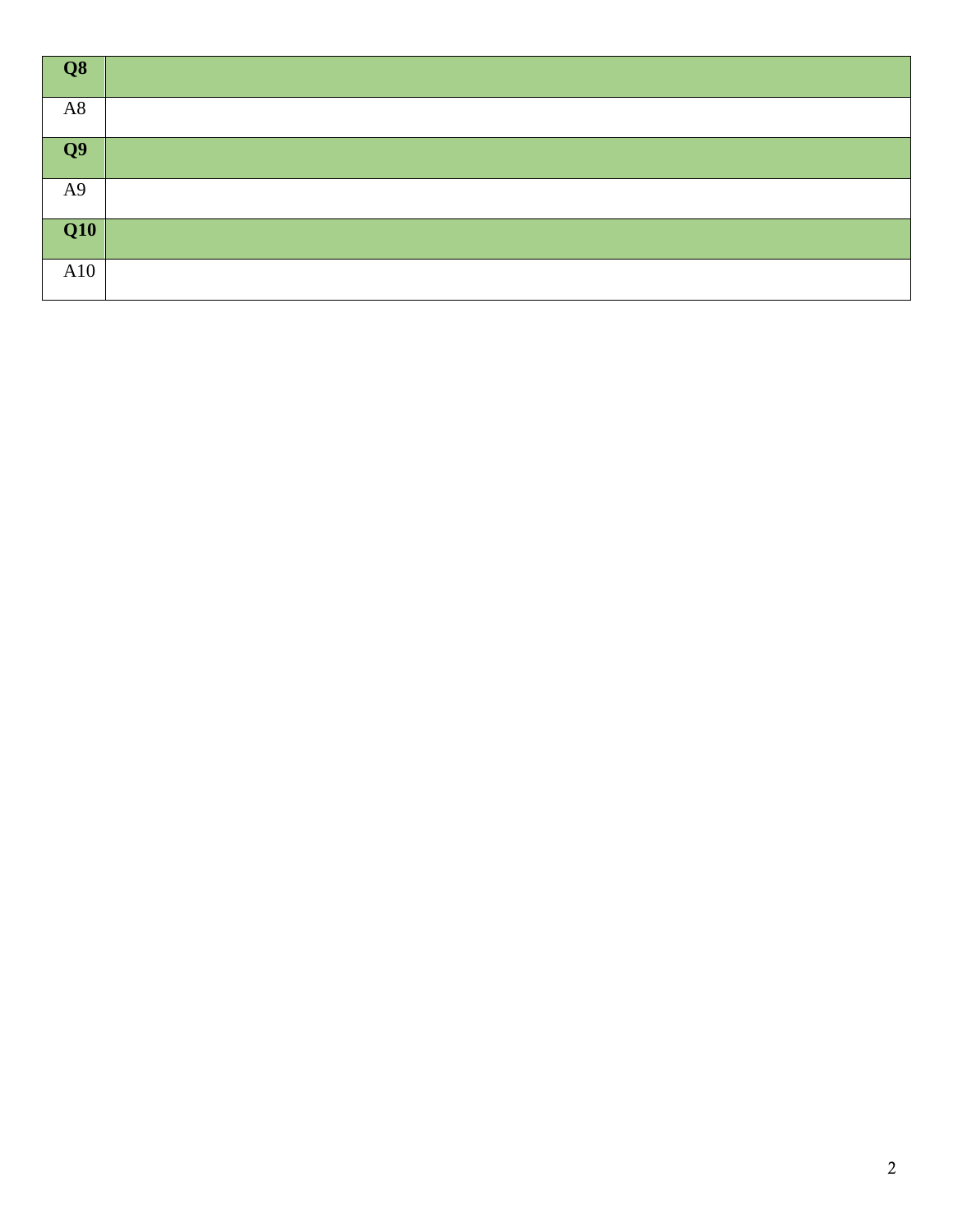| | |
|---|---|
| **Q8** | |
| A8 | |
| **Q9** | |
| A9 | |
| **Q10** | |
| A10 | |